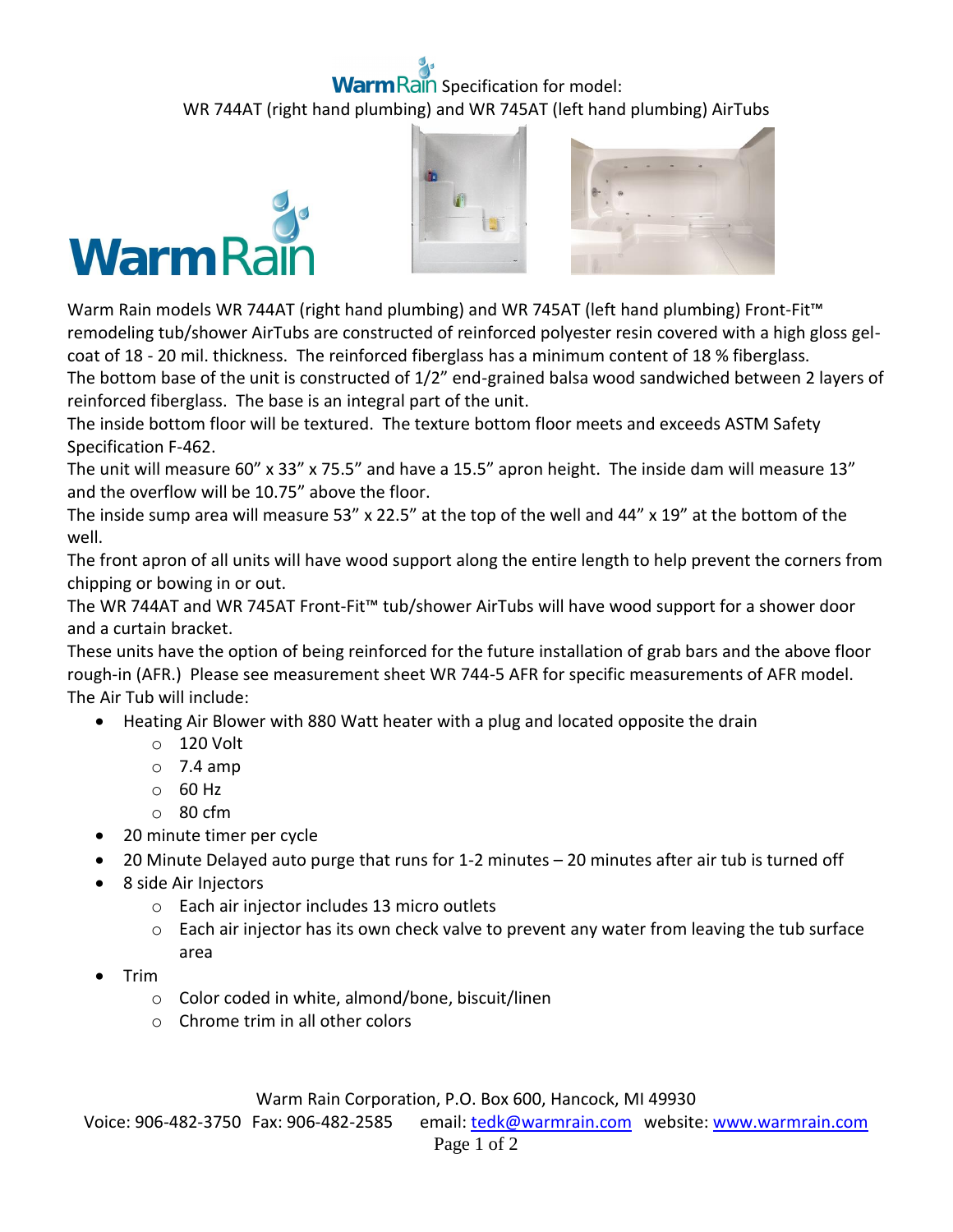# WarmRain Specification for model:

## WR 744AT (right hand plumbing) and WR 745AT (left hand plumbing) AirTubs

Warm Rain models WR 744AT (right hand plumbing) and WR 745AT (left hand plumbing) Front-Fit™ remodeling tub/shower AirTubs are constructed of reinforced polyester resin covered with a high gloss gel-coat of 18 - 20 mil. thickness. The reinforced fiberglass has a minimum content of 18 % fiberglass.

The bottom base of the unit is constructed of 1/2" end-grained balsa wood sandwiched between 2 layers of reinforced fiberglass. The base is an integral part of the unit.

The inside bottom floor will be textured. The texture bottom floor meets and exceeds ASTM Safety Specification F-462.

The unit will measure 60" x 33" x 75.5" and have a 15.5" apron height. The inside dam will measure 13" and the overflow will be 10.75" above the floor.

The inside sump area will measure 53" x 22.5" at the top of the well and 44" x 19" at the bottom of the well.

The front apron of all units will have wood support along the entire length to help prevent the corners from chipping or bowing in or out.

The WR 744AT and WR 745AT Front-Fit™ tub/shower AirTubs will have wood support for a shower door and a curtain bracket.

These units have the option of being reinforced for the future installation of grab bars and the above floor rough-in (AFR.) Please see measurement sheet WR 744-5 AFR for specific measurements of AFR model.

The Air Tub will include:

- Heating Air Blower with 880 Watt heater with a plug and located opposite the drain
  - 120 Volt
  - 7.4 amp
  - 60 Hz
  - 80 cfm
- 20 minute timer per cycle
- 20 Minute Delayed auto purge that runs for 1-2 minutes – 20 minutes after air tub is turned off
- 8 side Air Injectors
  - Each air injector includes 13 micro outlets
  - Each air injector has its own check valve to prevent any water from leaving the tub surface area
- Trim
  - Color coded in white, almond/bone, biscuit/linen
  - Chrome trim in all other colors

Warm Rain Corporation, P.O. Box 600, Hancock, MI 49930

Voice: 906-482-3750 Fax: 906-482-2585 email: tedk@warmrain.com website: www.warmrain.com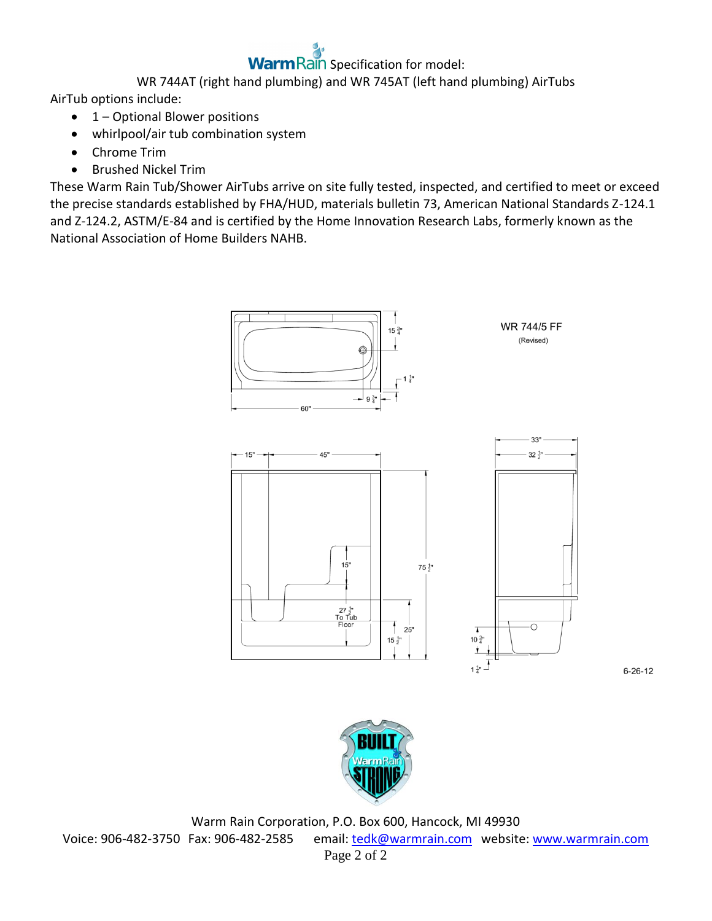WarmRain Specification for model:

WR 744AT (right hand plumbing) and WR 745AT (left hand plumbing) AirTubs

AirTub options include:

- 1 – Optional Blower positions
- whirlpool/air tub combination system
- Chrome Trim
- Brushed Nickel Trim

These Warm Rain Tub/Shower AirTubs arrive on site fully tested, inspected, and certified to meet or exceed the precise standards established by FHA/HUD, materials bulletin 73, American National Standards Z-124.1 and Z-124.2, ASTM/E-84 and is certified by the Home Innovation Research Labs, formerly known as the National Association of Home Builders NAHB.

WR 744/5 FF
(Revised)

15 3/4"
1 1/4"
9 3/4"
60"

15"
45"
15"
27 1/2" To Tub Floor
75 1/2"
25"
15 1/2"

33"
32 1/2"
10 3/4"
1 1/4"

6-26-12

BUILT WarmRain STRONG

Warm Rain Corporation, P.O. Box 600, Hancock, MI 49930

Voice: 906-482-3750 Fax: 906-482-2585 email: tedk@warmrain.com website: www.warmrain.com